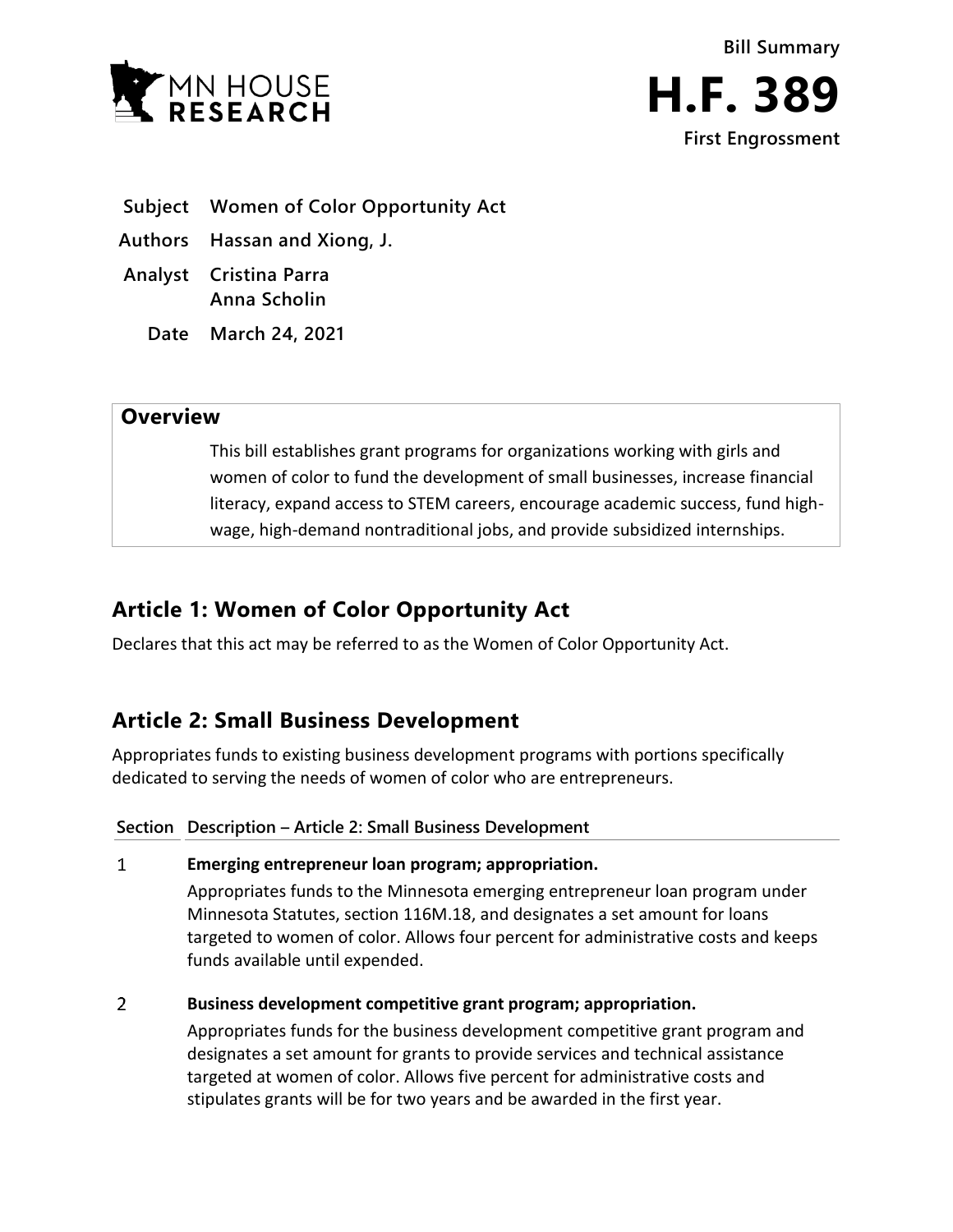Bill Summary

# H.F. 389

First Engrossment

| | |
|---|---|
| **Subject** | **Women of Color Opportunity Act** |
| **Authors** | **Hassan and Xiong, J.** |
| **Analyst** | **Cristina Parra**<br>**Anna Scholin** |
| **Date** | **March 24, 2021** |

## Overview

This bill establishes grant programs for organizations working with girls and women of color to fund the development of small businesses, increase financial literacy, expand access to STEM careers, encourage academic success, fund high-wage, high-demand nontraditional jobs, and provide subsidized internships.

## Article 1: Women of Color Opportunity Act

Declares that this act may be referred to as the Women of Color Opportunity Act.

## Article 2: Small Business Development

Appropriates funds to existing business development programs with portions specifically dedicated to serving the needs of women of color who are entrepreneurs.

| Section | Description – Article 2: Small Business Development |
|---|---|
| 1 | **Emerging entrepreneur loan program; appropriation.**<br>Appropriates funds to the Minnesota emerging entrepreneur loan program under Minnesota Statutes, section 116M.18, and designates a set amount for loans targeted to women of color. Allows four percent for administrative costs and keeps funds available until expended. |
| 2 | **Business development competitive grant program; appropriation.**<br>Appropriates funds for the business development competitive grant program and designates a set amount for grants to provide services and technical assistance targeted at women of color. Allows five percent for administrative costs and stipulates grants will be for two years and be awarded in the first year. |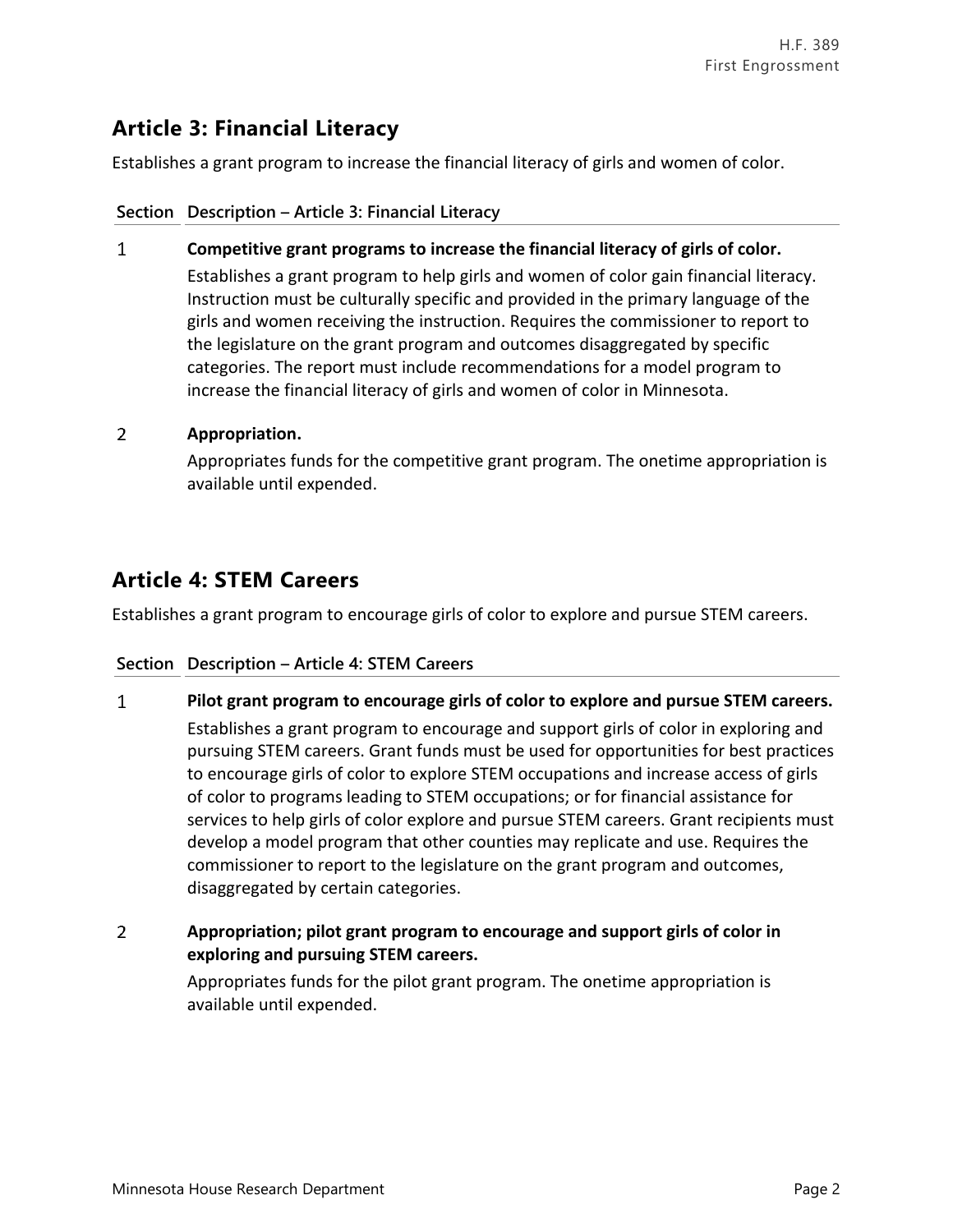## Article 3: Financial Literacy

Establishes a grant program to increase the financial literacy of girls and women of color.

| Section | Description – Article 3: Financial Literacy |
| --- | --- |
| 1 | **Competitive grant programs to increase the financial literacy of girls of color.** Establishes a grant program to help girls and women of color gain financial literacy. Instruction must be culturally specific and provided in the primary language of the girls and women receiving the instruction. Requires the commissioner to report to the legislature on the grant program and outcomes disaggregated by specific categories. The report must include recommendations for a model program to increase the financial literacy of girls and women of color in Minnesota. |
| 2 | **Appropriation.** Appropriates funds for the competitive grant program. The onetime appropriation is available until expended. |

## Article 4: STEM Careers

Establishes a grant program to encourage girls of color to explore and pursue STEM careers.

| Section | Description – Article 4: STEM Careers |
| --- | --- |
| 1 | **Pilot grant program to encourage girls of color to explore and pursue STEM careers.** Establishes a grant program to encourage and support girls of color in exploring and pursuing STEM careers. Grant funds must be used for opportunities for best practices to encourage girls of color to explore STEM occupations and increase access of girls of color to programs leading to STEM occupations; or for financial assistance for services to help girls of color explore and pursue STEM careers. Grant recipients must develop a model program that other counties may replicate and use. Requires the commissioner to report to the legislature on the grant program and outcomes, disaggregated by certain categories. |
| 2 | **Appropriation; pilot grant program to encourage and support girls of color in exploring and pursuing STEM careers.** Appropriates funds for the pilot grant program. The onetime appropriation is available until expended. |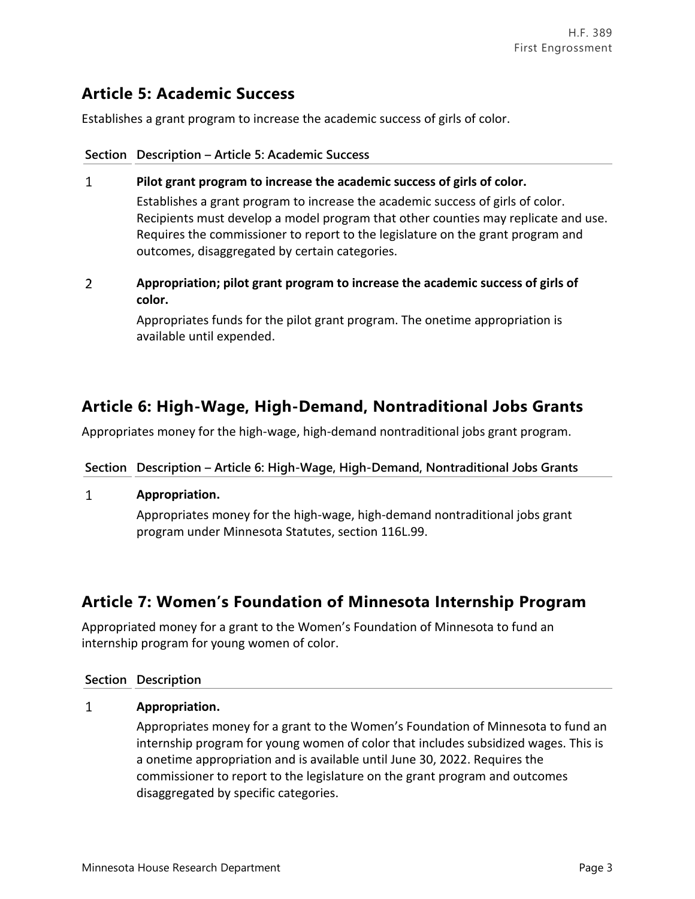## Article 5: Academic Success

Establishes a grant program to increase the academic success of girls of color.

| Section | Description – Article 5: Academic Success |
|---|---|
| 1 | **Pilot grant program to increase the academic success of girls of color.** Establishes a grant program to increase the academic success of girls of color. Recipients must develop a model program that other counties may replicate and use. Requires the commissioner to report to the legislature on the grant program and outcomes, disaggregated by certain categories. |
| 2 | **Appropriation; pilot grant program to increase the academic success of girls of color.** Appropriates funds for the pilot grant program. The onetime appropriation is available until expended. |

## Article 6: High-Wage, High-Demand, Nontraditional Jobs Grants

Appropriates money for the high-wage, high-demand nontraditional jobs grant program.

| Section | Description – Article 6: High-Wage, High-Demand, Nontraditional Jobs Grants |
|---|---|
| 1 | **Appropriation.** Appropriates money for the high-wage, high-demand nontraditional jobs grant program under Minnesota Statutes, section 116L.99. |

## Article 7: Women's Foundation of Minnesota Internship Program

Appropriated money for a grant to the Women's Foundation of Minnesota to fund an internship program for young women of color.

| Section | Description |
|---|---|
| 1 | **Appropriation.** Appropriates money for a grant to the Women's Foundation of Minnesota to fund an internship program for young women of color that includes subsidized wages. This is a onetime appropriation and is available until June 30, 2022. Requires the commissioner to report to the legislature on the grant program and outcomes disaggregated by specific categories. |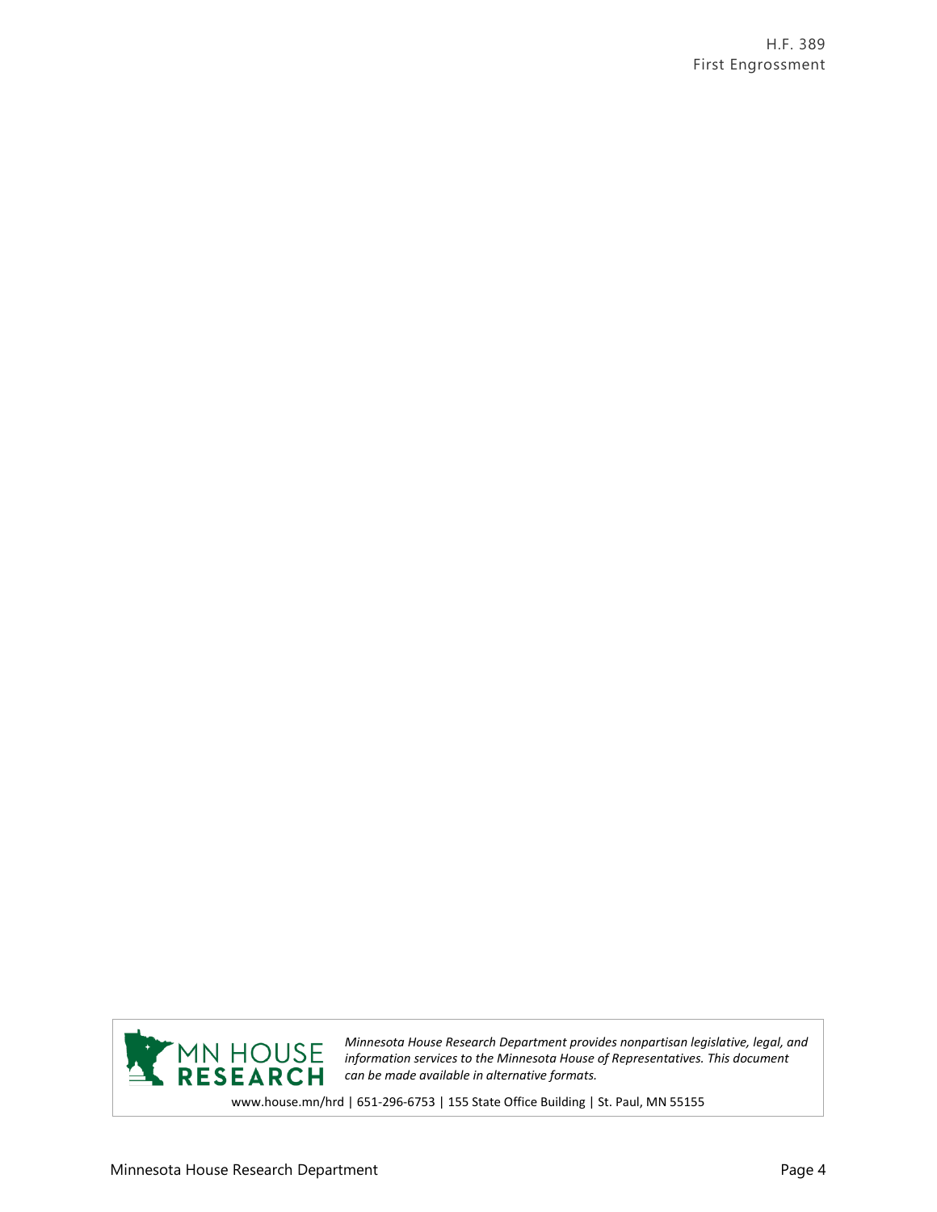*Minnesota House Research Department provides nonpartisan legislative, legal, and information services to the Minnesota House of Representatives. This document can be made available in alternative formats.*

www.house.mn/hrd | 651-296-6753 | 155 State Office Building | St. Paul, MN 55155